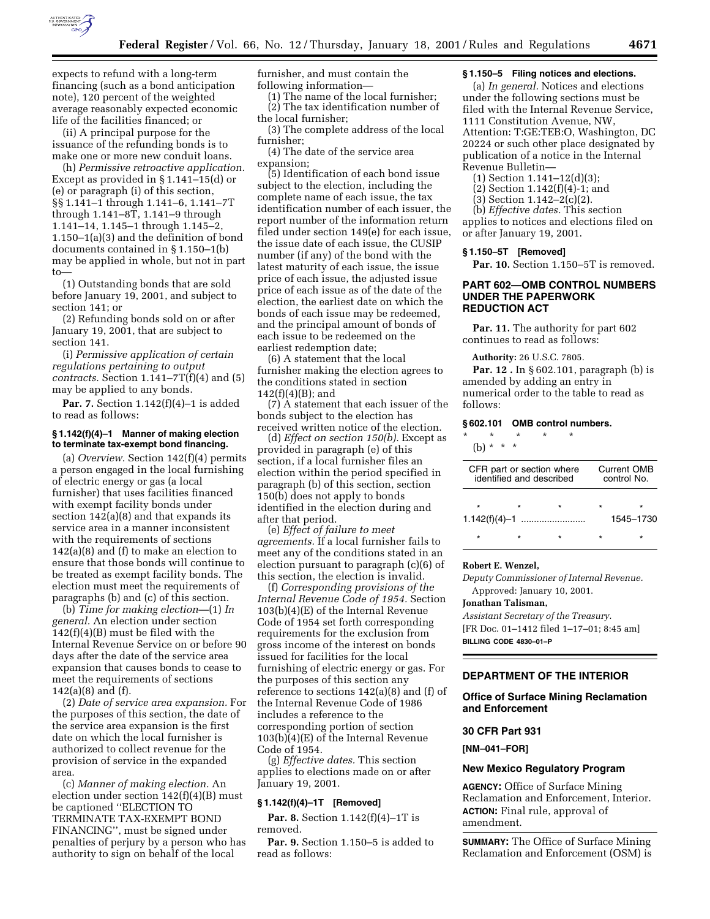expects to refund with a long-term financing (such as a bond anticipation note), 120 percent of the weighted average reasonably expected economic life of the facilities financed; or

(ii) A principal purpose for the issuance of the refunding bonds is to make one or more new conduit loans.

(h) *Permissive retroactive application.* Except as provided in § 1.141–15(d) or (e) or paragraph (i) of this section, §§ 1.141–1 through 1.141–6, 1.141–7T through 1.141–8T, 1.141–9 through 1.141–14, 1.145–1 through 1.145–2, 1.150–1(a)(3) and the definition of bond documents contained in § 1.150–1(b) may be applied in whole, but not in part to—

(1) Outstanding bonds that are sold before January 19, 2001, and subject to section 141; or

(2) Refunding bonds sold on or after January 19, 2001, that are subject to section 141.

(i) *Permissive application of certain regulations pertaining to output contracts.* Section 1.141–7T(f)(4) and (5) may be applied to any bonds.

**Par. 7.** Section 1.142(f)(4)–1 is added to read as follows:

#### § 1.142(f)(4)–1 Manner of making election to terminate tax-exempt bond financing.

(a) *Overview.* Section 142(f)(4) permits a person engaged in the local furnishing of electric energy or gas (a local furnisher) that uses facilities financed with exempt facility bonds under section 142(a)(8) and that expands its service area in a manner inconsistent with the requirements of sections 142(a)(8) and (f) to make an election to ensure that those bonds will continue to be treated as exempt facility bonds. The election must meet the requirements of paragraphs (b) and (c) of this section.

(b) *Time for making election*—(1) *In general.* An election under section 142(f)(4)(B) must be filed with the Internal Revenue Service on or before 90 days after the date of the service area expansion that causes bonds to cease to meet the requirements of sections 142(a)(8) and (f).

(2) *Date of service area expansion.* For the purposes of this section, the date of the service area expansion is the first date on which the local furnisher is authorized to collect revenue for the provision of service in the expanded area.

(c) *Manner of making election.* An election under section 142(f)(4)(B) must be captioned ''ELECTION TO TERMINATE TAX-EXEMPT BOND FINANCING'', must be signed under penalties of perjury by a person who has authority to sign on behalf of the local furnisher, and must contain the following information—

(1) The name of the local furnisher;

(2) The tax identification number of the local furnisher;

(3) The complete address of the local furnisher;

(4) The date of the service area expansion;

(5) Identification of each bond issue subject to the election, including the complete name of each issue, the tax identification number of each issuer, the report number of the information return filed under section 149(e) for each issue, the issue date of each issue, the CUSIP number (if any) of the bond with the latest maturity of each issue, the issue price of each issue, the adjusted issue price of each issue as of the date of the election, the earliest date on which the bonds of each issue may be redeemed, and the principal amount of bonds of each issue to be redeemed on the earliest redemption date;

(6) A statement that the local furnisher making the election agrees to the conditions stated in section 142(f)(4)(B); and

(7) A statement that each issuer of the bonds subject to the election has received written notice of the election.

(d) *Effect on section 150(b).* Except as provided in paragraph (e) of this section, if a local furnisher files an election within the period specified in paragraph (b) of this section, section 150(b) does not apply to bonds identified in the election during and after that period.

(e) *Effect of failure to meet agreements.* If a local furnisher fails to meet any of the conditions stated in an election pursuant to paragraph (c)(6) of this section, the election is invalid.

(f) *Corresponding provisions of the Internal Revenue Code of 1954.* Section 103(b)(4)(E) of the Internal Revenue Code of 1954 set forth corresponding requirements for the exclusion from gross income of the interest on bonds issued for facilities for the local furnishing of electric energy or gas. For the purposes of this section any reference to sections 142(a)(8) and (f) of the Internal Revenue Code of 1986 includes a reference to the corresponding portion of section 103(b)(4)(E) of the Internal Revenue Code of 1954.

(g) *Effective dates.* This section applies to elections made on or after January 19, 2001.

#### § 1.142(f)(4)–1T [Removed]

**Par. 8.** Section 1.142(f)(4)–1T is removed.

**Par. 9.** Section 1.150–5 is added to read as follows:

#### § 1.150–5 Filing notices and elections.

(a) *In general.* Notices and elections under the following sections must be filed with the Internal Revenue Service, 1111 Constitution Avenue, NW, Attention: T:GE:TEB:O, Washington, DC 20224 or such other place designated by publication of a notice in the Internal Revenue Bulletin—

(1) Section 1.141–12(d)(3);

(2) Section 1.142(f)(4)-1; and

(3) Section 1.142–2(c)(2).

(b) *Effective dates.* This section applies to notices and elections filed on or after January 19, 2001.

#### § 1.150–5T [Removed]

**Par. 10.** Section 1.150–5T is removed.

## PART 602—OMB CONTROL NUMBERS UNDER THE PAPERWORK REDUCTION ACT

**Par. 11.** The authority for part 602 continues to read as follows:

**Authority:** 26 U.S.C. 7805.

**Par. 12 .** In § 602.101, paragraph (b) is amended by adding an entry in numerical order to the table to read as follows:

#### § 602.101 OMB control numbers.

\* \* \* \* \*

(b) \* \* \*

| CFR part or section where identified and described | Current OMB control No. |
|---|---|
| \* \* \* | \* \* |
| 1.142(f)(4)–1 ......................... | 1545–1730 |
| \* \* \* | \* \* |

**Robert E. Wenzel,**
*Deputy Commissioner of Internal Revenue.*

Approved: January 10, 2001.

**Jonathan Talisman,**
*Assistant Secretary of the Treasury.*

[FR Doc. 01–1412 filed 1–17–01; 8:45 am]

**BILLING CODE 4830–01–P**

## DEPARTMENT OF THE INTERIOR

### Office of Surface Mining Reclamation and Enforcement

### 30 CFR Part 931

**[NM–041–FOR]**

### New Mexico Regulatory Program

**AGENCY:** Office of Surface Mining Reclamation and Enforcement, Interior.

**ACTION:** Final rule, approval of amendment.

**SUMMARY:** The Office of Surface Mining Reclamation and Enforcement (OSM) is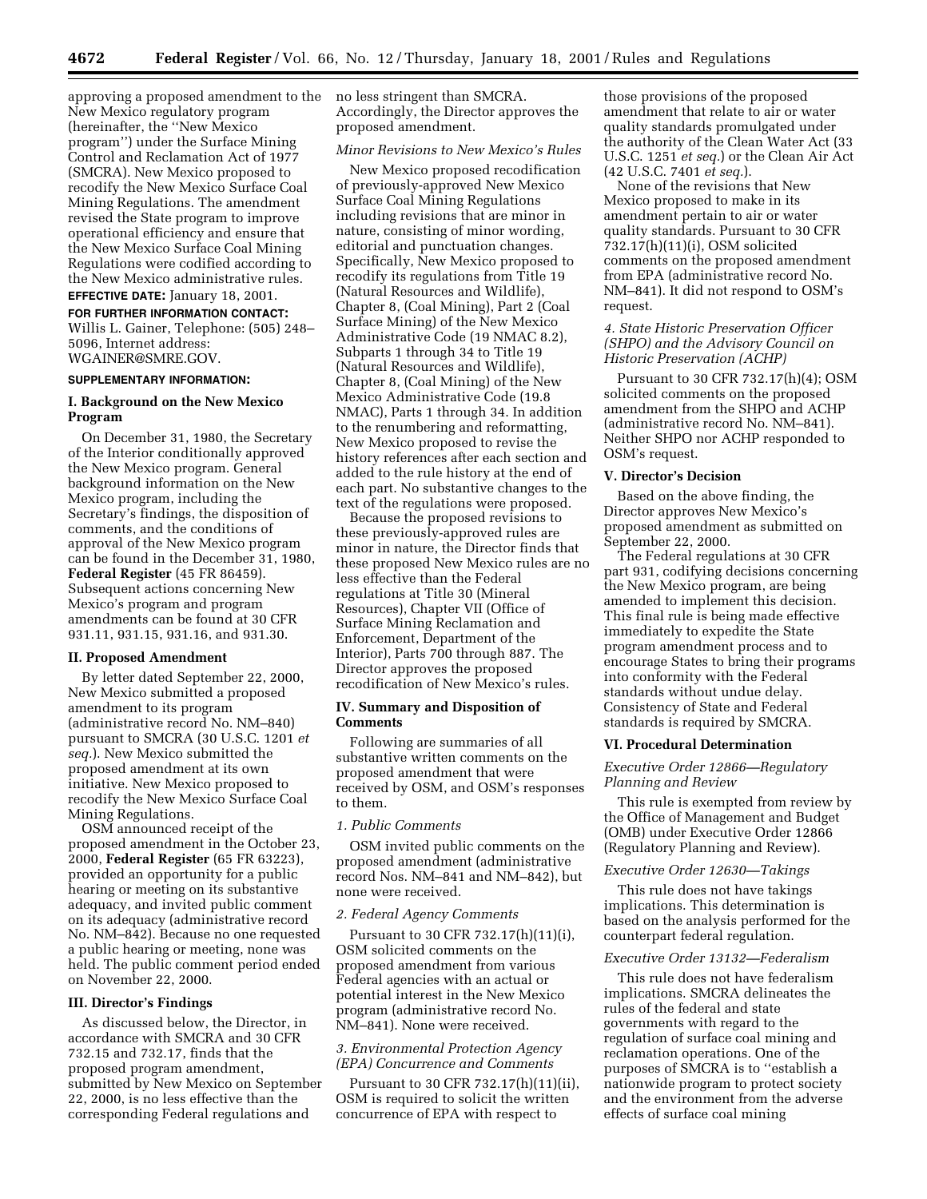approving a proposed amendment to the New Mexico regulatory program (hereinafter, the ''New Mexico program'') under the Surface Mining Control and Reclamation Act of 1977 (SMCRA). New Mexico proposed to recodify the New Mexico Surface Coal Mining Regulations. The amendment revised the State program to improve operational efficiency and ensure that the New Mexico Surface Coal Mining Regulations were codified according to the New Mexico administrative rules.

**EFFECTIVE DATE:** January 18, 2001.

**FOR FURTHER INFORMATION CONTACT:** Willis L. Gainer, Telephone: (505) 248–5096, Internet address: WGAINER@SMRE.GOV.

**SUPPLEMENTARY INFORMATION:**

## I. Background on the New Mexico Program

On December 31, 1980, the Secretary of the Interior conditionally approved the New Mexico program. General background information on the New Mexico program, including the Secretary's findings, the disposition of comments, and the conditions of approval of the New Mexico program can be found in the December 31, 1980, **Federal Register** (45 FR 86459). Subsequent actions concerning New Mexico's program and program amendments can be found at 30 CFR 931.11, 931.15, 931.16, and 931.30.

## II. Proposed Amendment

By letter dated September 22, 2000, New Mexico submitted a proposed amendment to its program (administrative record No. NM–840) pursuant to SMCRA (30 U.S.C. 1201 *et seq.*). New Mexico submitted the proposed amendment at its own initiative. New Mexico proposed to recodify the New Mexico Surface Coal Mining Regulations.

OSM announced receipt of the proposed amendment in the October 23, 2000, **Federal Register** (65 FR 63223), provided an opportunity for a public hearing or meeting on its substantive adequacy, and invited public comment on its adequacy (administrative record No. NM–842). Because no one requested a public hearing or meeting, none was held. The public comment period ended on November 22, 2000.

## III. Director's Findings

As discussed below, the Director, in accordance with SMCRA and 30 CFR 732.15 and 732.17, finds that the proposed program amendment, submitted by New Mexico on September 22, 2000, is no less effective than the corresponding Federal regulations and no less stringent than SMCRA. Accordingly, the Director approves the proposed amendment.

### *Minor Revisions to New Mexico's Rules*

New Mexico proposed recodification of previously-approved New Mexico Surface Coal Mining Regulations including revisions that are minor in nature, consisting of minor wording, editorial and punctuation changes. Specifically, New Mexico proposed to recodify its regulations from Title 19 (Natural Resources and Wildlife), Chapter 8, (Coal Mining), Part 2 (Coal Surface Mining) of the New Mexico Administrative Code (19 NMAC 8.2), Subparts 1 through 34 to Title 19 (Natural Resources and Wildlife), Chapter 8, (Coal Mining) of the New Mexico Administrative Code (19.8 NMAC), Parts 1 through 34. In addition to the renumbering and reformatting, New Mexico proposed to revise the history references after each section and added to the rule history at the end of each part. No substantive changes to the text of the regulations were proposed.

Because the proposed revisions to these previously-approved rules are minor in nature, the Director finds that these proposed New Mexico rules are no less effective than the Federal regulations at Title 30 (Mineral Resources), Chapter VII (Office of Surface Mining Reclamation and Enforcement, Department of the Interior), Parts 700 through 887. The Director approves the proposed recodification of New Mexico's rules.

## IV. Summary and Disposition of Comments

Following are summaries of all substantive written comments on the proposed amendment that were received by OSM, and OSM's responses to them.

### *1. Public Comments*

OSM invited public comments on the proposed amendment (administrative record Nos. NM–841 and NM–842), but none were received.

### *2. Federal Agency Comments*

Pursuant to 30 CFR 732.17(h)(11)(i), OSM solicited comments on the proposed amendment from various Federal agencies with an actual or potential interest in the New Mexico program (administrative record No. NM–841). None were received.

### *3. Environmental Protection Agency (EPA) Concurrence and Comments*

Pursuant to 30 CFR 732.17(h)(11)(ii), OSM is required to solicit the written concurrence of EPA with respect to those provisions of the proposed amendment that relate to air or water quality standards promulgated under the authority of the Clean Water Act (33 U.S.C. 1251 *et seq.*) or the Clean Air Act (42 U.S.C. 7401 *et seq.*).

None of the revisions that New Mexico proposed to make in its amendment pertain to air or water quality standards. Pursuant to 30 CFR 732.17(h)(11)(i), OSM solicited comments on the proposed amendment from EPA (administrative record No. NM–841). It did not respond to OSM's request.

### *4. State Historic Preservation Officer (SHPO) and the Advisory Council on Historic Preservation (ACHP)*

Pursuant to 30 CFR 732.17(h)(4); OSM solicited comments on the proposed amendment from the SHPO and ACHP (administrative record No. NM–841). Neither SHPO nor ACHP responded to OSM's request.

## V. Director's Decision

Based on the above finding, the Director approves New Mexico's proposed amendment as submitted on September 22, 2000.

The Federal regulations at 30 CFR part 931, codifying decisions concerning the New Mexico program, are being amended to implement this decision. This final rule is being made effective immediately to expedite the State program amendment process and to encourage States to bring their programs into conformity with the Federal standards without undue delay. Consistency of State and Federal standards is required by SMCRA.

## VI. Procedural Determination

### *Executive Order 12866—Regulatory Planning and Review*

This rule is exempted from review by the Office of Management and Budget (OMB) under Executive Order 12866 (Regulatory Planning and Review).

### *Executive Order 12630—Takings*

This rule does not have takings implications. This determination is based on the analysis performed for the counterpart federal regulation.

### *Executive Order 13132—Federalism*

This rule does not have federalism implications. SMCRA delineates the roles of the federal and state governments with regard to the regulation of surface coal mining and reclamation operations. One of the purposes of SMCRA is to ''establish a nationwide program to protect society and the environment from the adverse effects of surface coal mining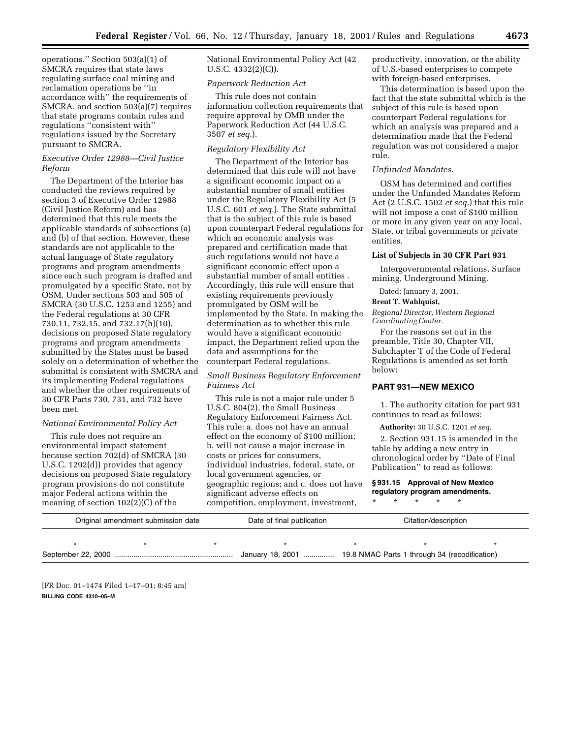operations.'' Section 503(a)(1) of SMCRA requires that state laws regulating surface coal mining and reclamation operations be ''in accordance with'' the requirements of SMCRA, and section 503(a)(7) requires that state programs contain rules and regulations ''consistent with'' regulations issued by the Secretary pursuant to SMCRA.

*Executive Order 12988—Civil Justice Reform*

The Department of the Interior has conducted the reviews required by section 3 of Executive Order 12988 (Civil Justice Reform) and has determined that this rule meets the applicable standards of subsections (a) and (b) of that section. However, these standards are not applicable to the actual language of State regulatory programs and program amendments since each such program is drafted and promulgated by a specific State, not by OSM. Under sections 503 and 505 of SMCRA (30 U.S.C. 1253 and 1255) and the Federal regulations at 30 CFR 730.11, 732.15, and 732.17(h)(10), decisions on proposed State regulatory programs and program amendments submitted by the States must be based solely on a determination of whether the submittal is consistent with SMCRA and its implementing Federal regulations and whether the other requirements of 30 CFR Parts 730, 731, and 732 have been met.

*National Environmental Policy Act*

This rule does not require an environmental impact statement because section 702(d) of SMCRA (30 U.S.C. 1292(d)) provides that agency decisions on proposed State regulatory program provisions do not constitute major Federal actions within the meaning of section 102(2)(C) of the National Environmental Policy Act (42 U.S.C. 4332(2)(C)).

*Paperwork Reduction Act*

This rule does not contain information collection requirements that require approval by OMB under the Paperwork Reduction Act (44 U.S.C. 3507 *et seq.*).

*Regulatory Flexibility Act*

The Department of the Interior has determined that this rule will not have a significant economic impact on a substantial number of small entities under the Regulatory Flexibility Act (5 U.S.C. 601 *et seq.*). The State submittal that is the subject of this rule is based upon counterpart Federal regulations for which an economic analysis was prepared and certification made that such regulations would not have a significant economic effect upon a substantial number of small entities . Accordingly, this rule will ensure that existing requirements previously promulgated by OSM will be implemented by the State. In making the determination as to whether this rule would have a significant economic impact, the Department relied upon the data and assumptions for the counterpart Federal regulations.

*Small Business Regulatory Enforcement Fairness Act*

This rule is not a major rule under 5 U.S.C. 804(2), the Small Business Regulatory Enforcement Fairness Act. This rule: a. does not have an annual effect on the economy of $100 million; b. will not cause a major increase in costs or prices for consumers, individual industries, federal, state, or local government agencies, or geographic regions; and c. does not have significant adverse effects on competition, employment, investment, productivity, innovation, or the ability of U.S.-based enterprises to compete with foreign-based enterprises.

This determination is based upon the fact that the state submittal which is the subject of this rule is based upon counterpart Federal regulations for which an analysis was prepared and a determination made that the Federal regulation was not considered a major rule.

*Unfunded Mandates.*

OSM has determined and certifies under the Unfunded Mandates Reform Act (2 U.S.C. 1502 *et seq.*) that this rule will not impose a cost of $100 million or more in any given year on any local, State, or tribal governments or private entities.

**List of Subjects in 30 CFR Part 931**

Intergovernmental relations, Surface mining, Underground Mining.

Dated: January 3, 2001.

**Brent T. Wahlquist,**

*Regional Director, Western Regional Coordinating Center.*

For the reasons set out in the preamble, Title 30, Chapter VII, Subchapter T of the Code of Federal Regulations is amended as set forth below:

## PART 931—NEW MEXICO

1. The authority citation for part 931 continues to read as follows:

**Authority:** 30 U.S.C. 1201 *et seq.*

2. Section 931.15 is amended in the table by adding a new entry in chronological order by ''Date of Final Publication'' to read as follows:

**§ 931.15 Approval of New Mexico regulatory program amendments.**

* * * * *

| Original amendment submission date | Date of final publication | Citation/description |
|---|---|---|
| * * * | * * | * * |
| September 22, 2000 | January 18, 2001 | 19.8 NMAC Parts 1 through 34 (recodification) |

[FR Doc. 01–1474 Filed 1–17–01; 8:45 am]

**BILLING CODE 4310–05–M**